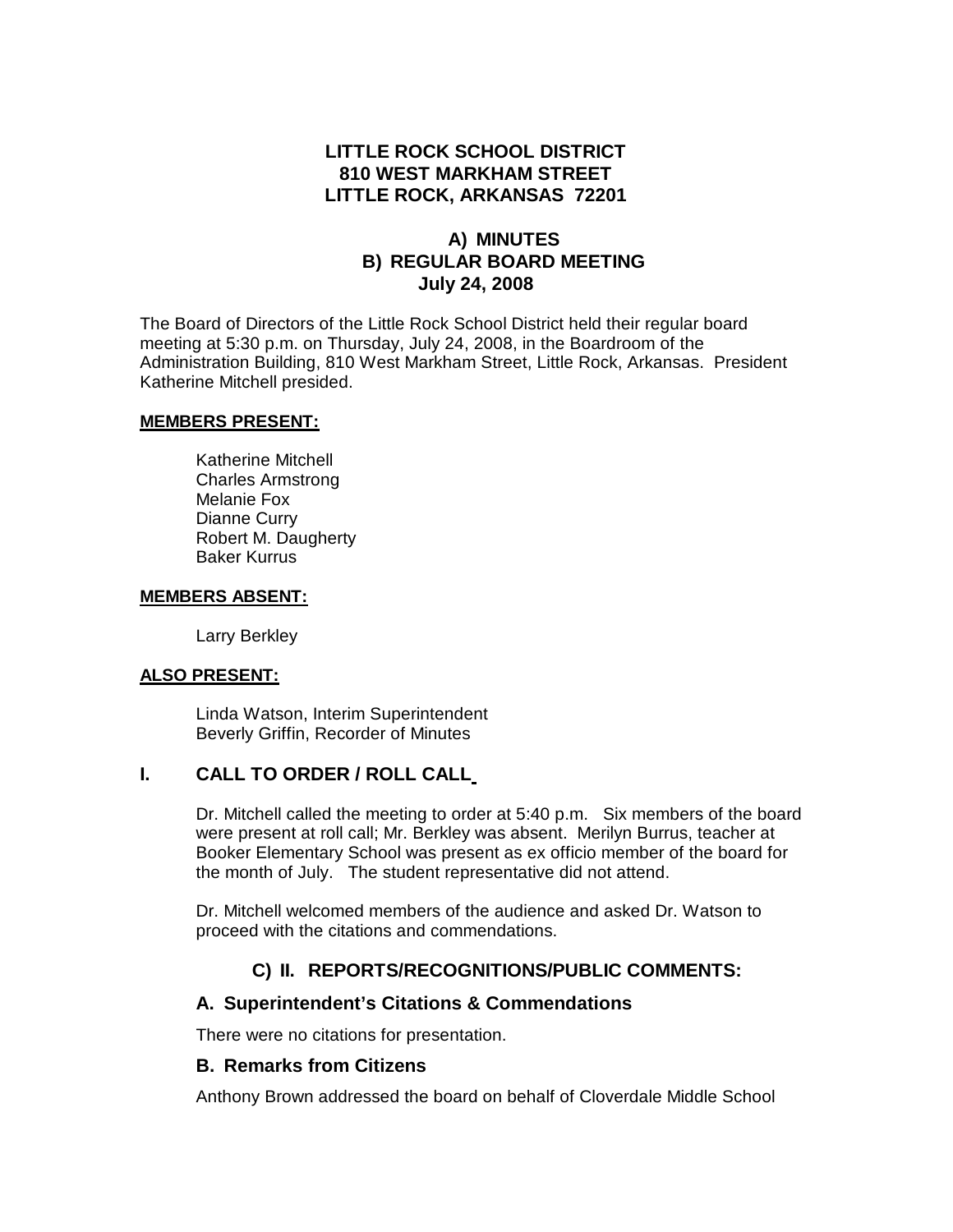**LITTLE ROCK SCHOOL DISTRICT**
**810 WEST MARKHAM STREET**
**LITTLE ROCK, ARKANSAS 72201**

**A) MINUTES**
**B) REGULAR BOARD MEETING**
**July 24, 2008**

The Board of Directors of the Little Rock School District held their regular board meeting at 5:30 p.m. on Thursday, July 24, 2008, in the Boardroom of the Administration Building, 810 West Markham Street, Little Rock, Arkansas. President Katherine Mitchell presided.

**MEMBERS PRESENT:**

Katherine Mitchell
Charles Armstrong
Melanie Fox
Dianne Curry
Robert M. Daugherty
Baker Kurrus

**MEMBERS ABSENT:**

Larry Berkley

**ALSO PRESENT:**

Linda Watson, Interim Superintendent
Beverly Griffin, Recorder of Minutes

## I. CALL TO ORDER / ROLL CALL

Dr. Mitchell called the meeting to order at 5:40 p.m. Six members of the board were present at roll call; Mr. Berkley was absent. Merilyn Burrus, teacher at Booker Elementary School was present as ex officio member of the board for the month of July. The student representative did not attend.

Dr. Mitchell welcomed members of the audience and asked Dr. Watson to proceed with the citations and commendations.

## C) II. REPORTS/RECOGNITIONS/PUBLIC COMMENTS:

### A. Superintendent's Citations & Commendations

There were no citations for presentation.

### B. Remarks from Citizens

Anthony Brown addressed the board on behalf of Cloverdale Middle School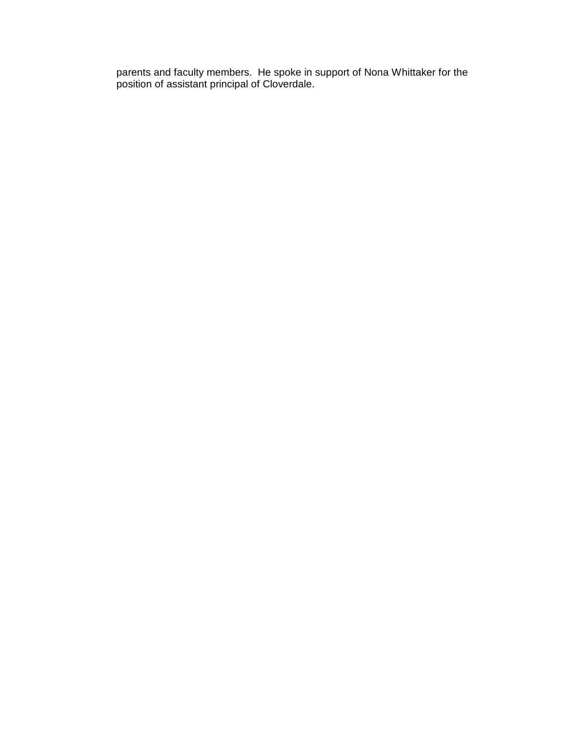parents and faculty members. He spoke in support of Nona Whittaker for the position of assistant principal of Cloverdale.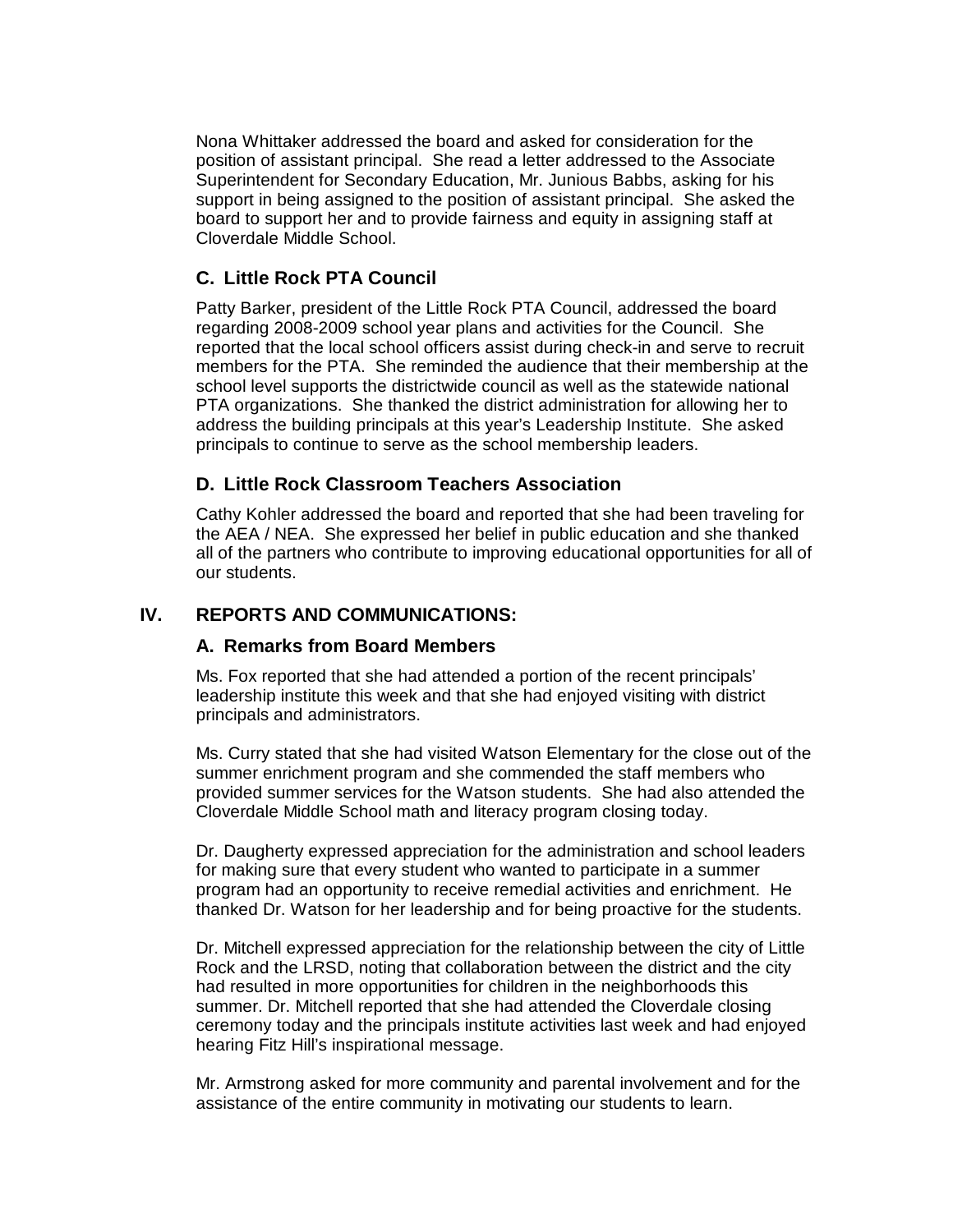Nona Whittaker addressed the board and asked for consideration for the position of assistant principal. She read a letter addressed to the Associate Superintendent for Secondary Education, Mr. Junious Babbs, asking for his support in being assigned to the position of assistant principal. She asked the board to support her and to provide fairness and equity in assigning staff at Cloverdale Middle School.

### C. Little Rock PTA Council

Patty Barker, president of the Little Rock PTA Council, addressed the board regarding 2008-2009 school year plans and activities for the Council. She reported that the local school officers assist during check-in and serve to recruit members for the PTA. She reminded the audience that their membership at the school level supports the districtwide council as well as the statewide national PTA organizations. She thanked the district administration for allowing her to address the building principals at this year's Leadership Institute. She asked principals to continue to serve as the school membership leaders.

### D. Little Rock Classroom Teachers Association

Cathy Kohler addressed the board and reported that she had been traveling for the AEA / NEA. She expressed her belief in public education and she thanked all of the partners who contribute to improving educational opportunities for all of our students.

## IV. REPORTS AND COMMUNICATIONS:

### A. Remarks from Board Members

Ms. Fox reported that she had attended a portion of the recent principals' leadership institute this week and that she had enjoyed visiting with district principals and administrators.

Ms. Curry stated that she had visited Watson Elementary for the close out of the summer enrichment program and she commended the staff members who provided summer services for the Watson students. She had also attended the Cloverdale Middle School math and literacy program closing today.

Dr. Daugherty expressed appreciation for the administration and school leaders for making sure that every student who wanted to participate in a summer program had an opportunity to receive remedial activities and enrichment. He thanked Dr. Watson for her leadership and for being proactive for the students.

Dr. Mitchell expressed appreciation for the relationship between the city of Little Rock and the LRSD, noting that collaboration between the district and the city had resulted in more opportunities for children in the neighborhoods this summer. Dr. Mitchell reported that she had attended the Cloverdale closing ceremony today and the principals institute activities last week and had enjoyed hearing Fitz Hill's inspirational message.

Mr. Armstrong asked for more community and parental involvement and for the assistance of the entire community in motivating our students to learn.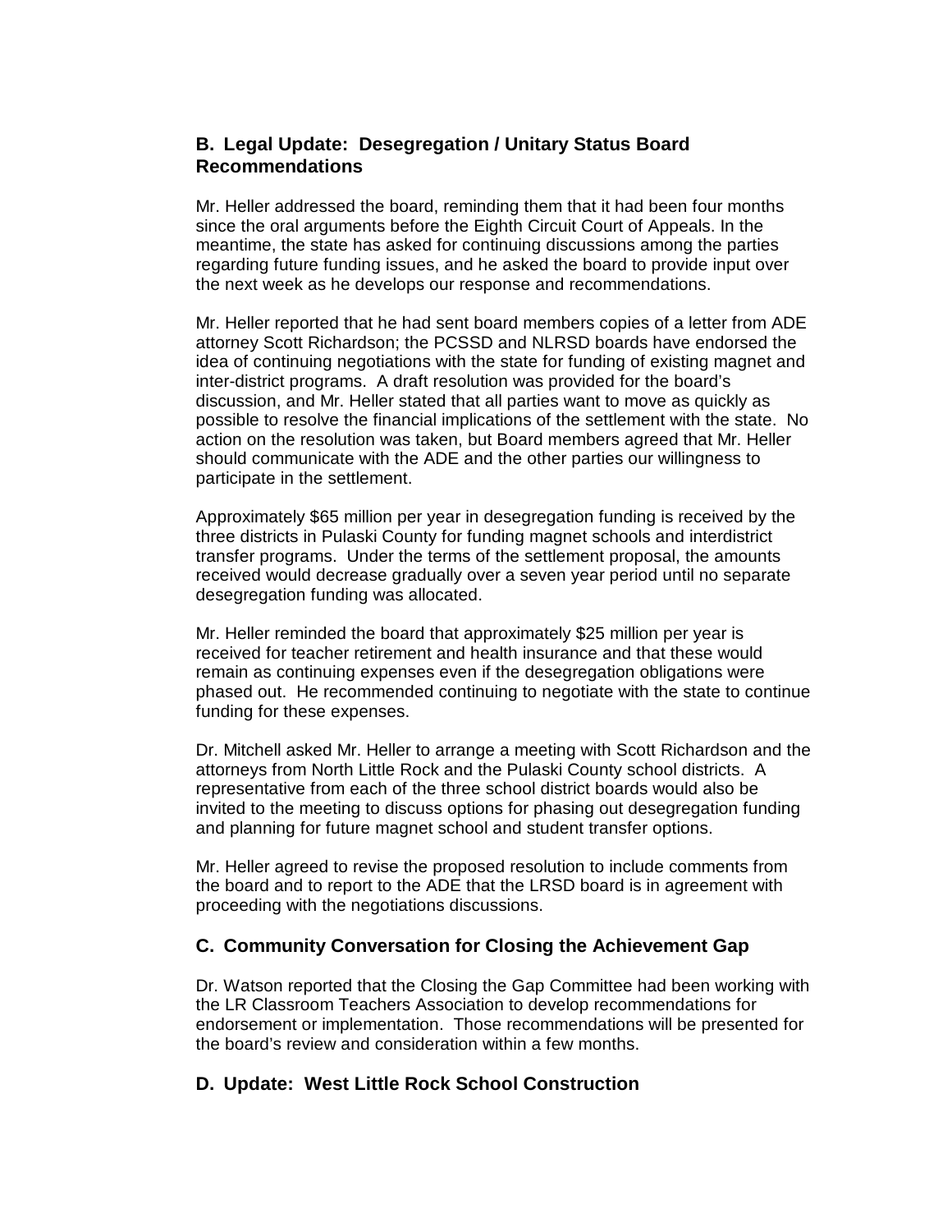## B. Legal Update: Desegregation / Unitary Status Board Recommendations

Mr. Heller addressed the board, reminding them that it had been four months since the oral arguments before the Eighth Circuit Court of Appeals. In the meantime, the state has asked for continuing discussions among the parties regarding future funding issues, and he asked the board to provide input over the next week as he develops our response and recommendations.

Mr. Heller reported that he had sent board members copies of a letter from ADE attorney Scott Richardson; the PCSSD and NLRSD boards have endorsed the idea of continuing negotiations with the state for funding of existing magnet and inter-district programs. A draft resolution was provided for the board's discussion, and Mr. Heller stated that all parties want to move as quickly as possible to resolve the financial implications of the settlement with the state. No action on the resolution was taken, but Board members agreed that Mr. Heller should communicate with the ADE and the other parties our willingness to participate in the settlement.

Approximately $65 million per year in desegregation funding is received by the three districts in Pulaski County for funding magnet schools and interdistrict transfer programs. Under the terms of the settlement proposal, the amounts received would decrease gradually over a seven year period until no separate desegregation funding was allocated.

Mr. Heller reminded the board that approximately $25 million per year is received for teacher retirement and health insurance and that these would remain as continuing expenses even if the desegregation obligations were phased out. He recommended continuing to negotiate with the state to continue funding for these expenses.

Dr. Mitchell asked Mr. Heller to arrange a meeting with Scott Richardson and the attorneys from North Little Rock and the Pulaski County school districts. A representative from each of the three school district boards would also be invited to the meeting to discuss options for phasing out desegregation funding and planning for future magnet school and student transfer options.

Mr. Heller agreed to revise the proposed resolution to include comments from the board and to report to the ADE that the LRSD board is in agreement with proceeding with the negotiations discussions.

## C. Community Conversation for Closing the Achievement Gap

Dr. Watson reported that the Closing the Gap Committee had been working with the LR Classroom Teachers Association to develop recommendations for endorsement or implementation. Those recommendations will be presented for the board's review and consideration within a few months.

## D. Update: West Little Rock School Construction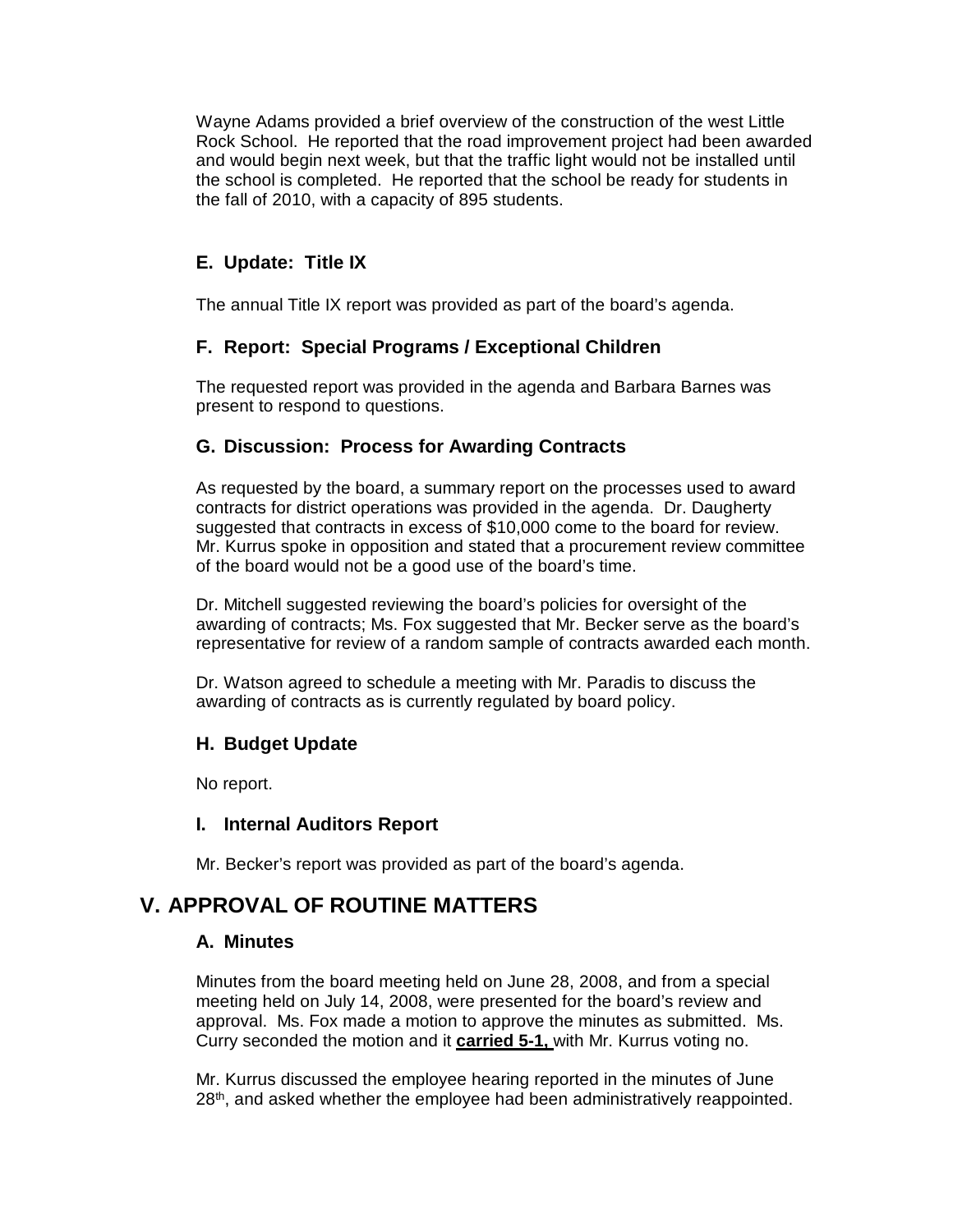Wayne Adams provided a brief overview of the construction of the west Little Rock School. He reported that the road improvement project had been awarded and would begin next week, but that the traffic light would not be installed until the school is completed. He reported that the school be ready for students in the fall of 2010, with a capacity of 895 students.

### E. Update: Title IX

The annual Title IX report was provided as part of the board's agenda.

### F. Report: Special Programs / Exceptional Children

The requested report was provided in the agenda and Barbara Barnes was present to respond to questions.

### G. Discussion: Process for Awarding Contracts

As requested by the board, a summary report on the processes used to award contracts for district operations was provided in the agenda. Dr. Daugherty suggested that contracts in excess of $10,000 come to the board for review. Mr. Kurrus spoke in opposition and stated that a procurement review committee of the board would not be a good use of the board's time.

Dr. Mitchell suggested reviewing the board's policies for oversight of the awarding of contracts; Ms. Fox suggested that Mr. Becker serve as the board's representative for review of a random sample of contracts awarded each month.

Dr. Watson agreed to schedule a meeting with Mr. Paradis to discuss the awarding of contracts as is currently regulated by board policy.

### H. Budget Update

No report.

### I. Internal Auditors Report

Mr. Becker's report was provided as part of the board's agenda.

## V. APPROVAL OF ROUTINE MATTERS

### A. Minutes

Minutes from the board meeting held on June 28, 2008, and from a special meeting held on July 14, 2008, were presented for the board's review and approval. Ms. Fox made a motion to approve the minutes as submitted. Ms. Curry seconded the motion and it **carried 5-1,** with Mr. Kurrus voting no.

Mr. Kurrus discussed the employee hearing reported in the minutes of June 28th, and asked whether the employee had been administratively reappointed.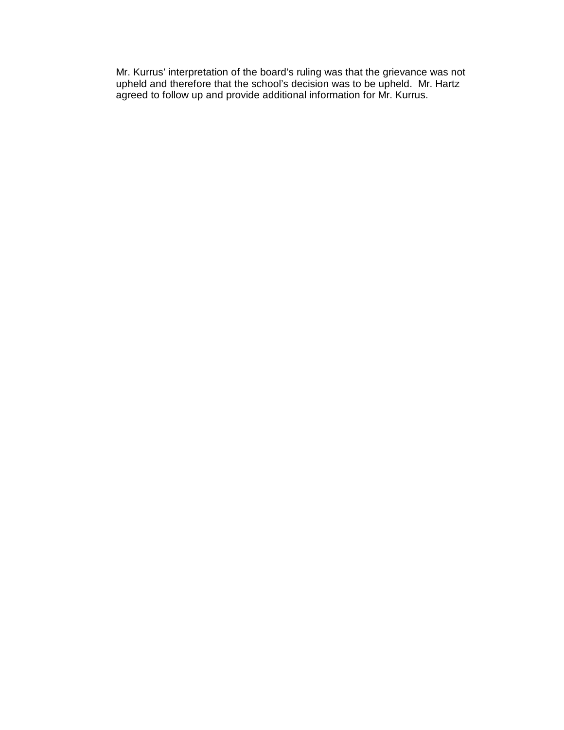Mr. Kurrus' interpretation of the board's ruling was that the grievance was not upheld and therefore that the school's decision was to be upheld. Mr. Hartz agreed to follow up and provide additional information for Mr. Kurrus.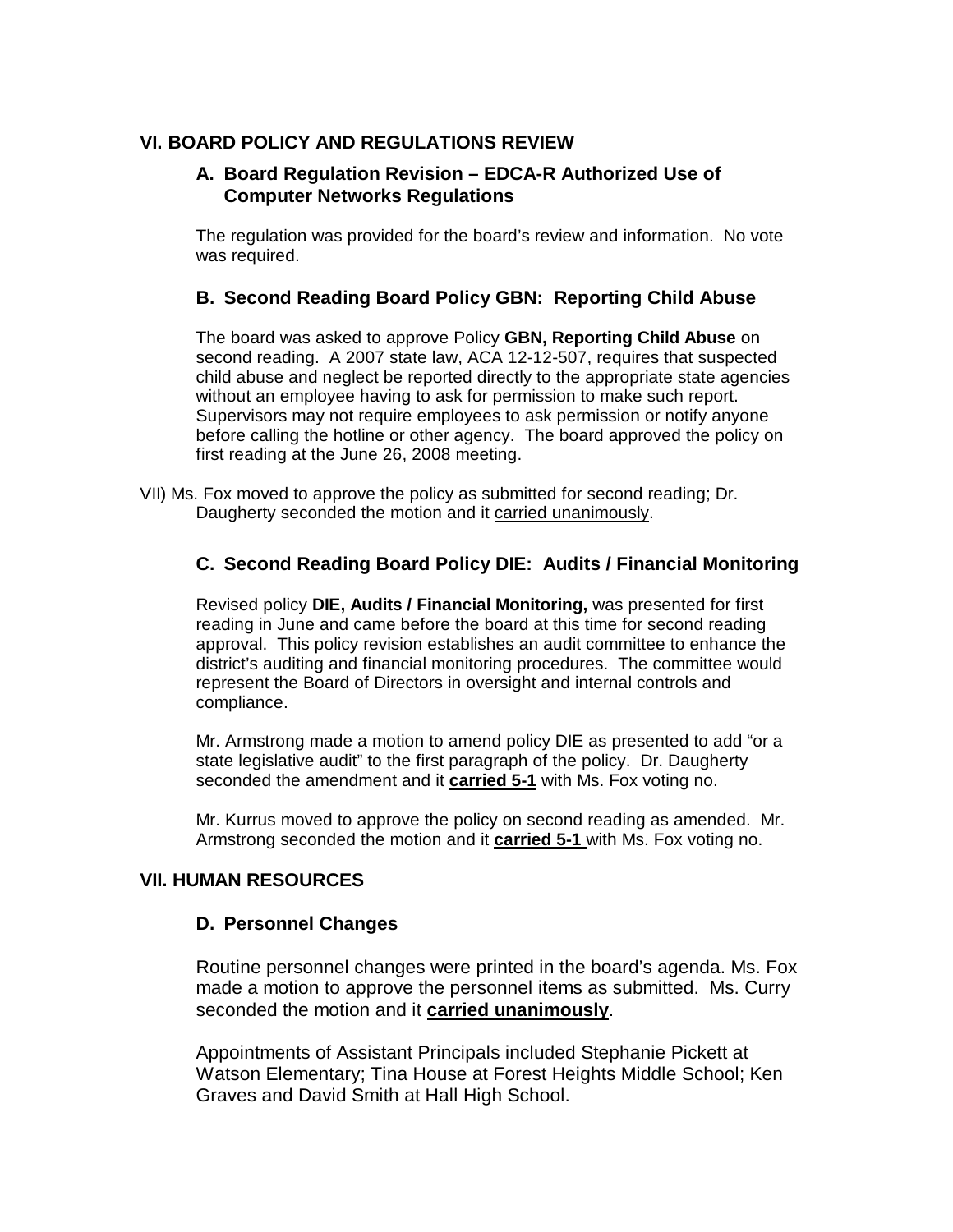## VI. BOARD POLICY AND REGULATIONS REVIEW

### A. Board Regulation Revision – EDCA-R Authorized Use of Computer Networks Regulations

The regulation was provided for the board's review and information. No vote was required.

### B. Second Reading Board Policy GBN: Reporting Child Abuse

The board was asked to approve Policy **GBN, Reporting Child Abuse** on second reading. A 2007 state law, ACA 12-12-507, requires that suspected child abuse and neglect be reported directly to the appropriate state agencies without an employee having to ask for permission to make such report. Supervisors may not require employees to ask permission or notify anyone before calling the hotline or other agency. The board approved the policy on first reading at the June 26, 2008 meeting.

VII) Ms. Fox moved to approve the policy as submitted for second reading; Dr. Daugherty seconded the motion and it carried unanimously.

### C. Second Reading Board Policy DIE: Audits / Financial Monitoring

Revised policy **DIE, Audits / Financial Monitoring,** was presented for first reading in June and came before the board at this time for second reading approval. This policy revision establishes an audit committee to enhance the district's auditing and financial monitoring procedures. The committee would represent the Board of Directors in oversight and internal controls and compliance.

Mr. Armstrong made a motion to amend policy DIE as presented to add "or a state legislative audit" to the first paragraph of the policy. Dr. Daugherty seconded the amendment and it **carried 5-1** with Ms. Fox voting no.

Mr. Kurrus moved to approve the policy on second reading as amended. Mr. Armstrong seconded the motion and it **carried 5-1** with Ms. Fox voting no.

## VII. HUMAN RESOURCES

### D. Personnel Changes

Routine personnel changes were printed in the board's agenda. Ms. Fox made a motion to approve the personnel items as submitted. Ms. Curry seconded the motion and it **carried unanimously**.

Appointments of Assistant Principals included Stephanie Pickett at Watson Elementary; Tina House at Forest Heights Middle School; Ken Graves and David Smith at Hall High School.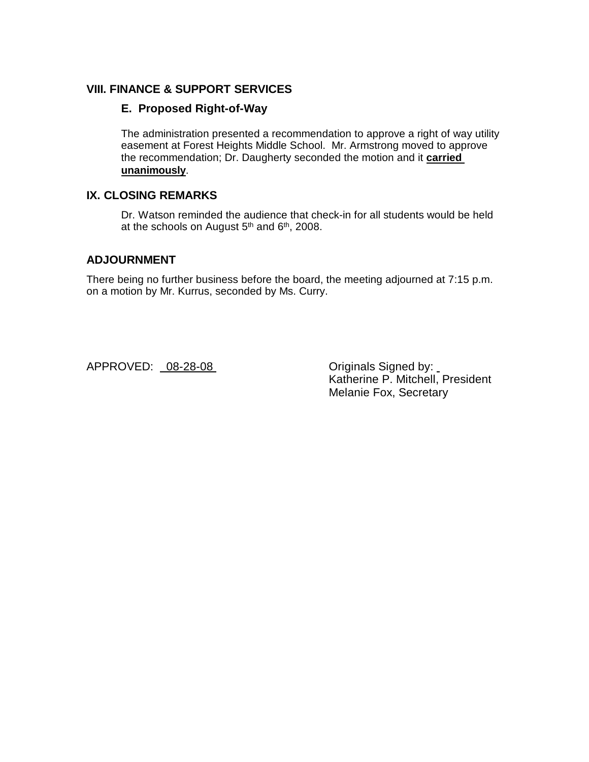## VIII. FINANCE & SUPPORT SERVICES

### E. Proposed Right-of-Way

The administration presented a recommendation to approve a right of way utility easement at Forest Heights Middle School. Mr. Armstrong moved to approve the recommendation; Dr. Daugherty seconded the motion and it **carried unanimously**.

## IX. CLOSING REMARKS

Dr. Watson reminded the audience that check-in for all students would be held at the schools on August 5th and 6th, 2008.

## ADJOURNMENT

There being no further business before the board, the meeting adjourned at 7:15 p.m. on a motion by Mr. Kurrus, seconded by Ms. Curry.

APPROVED: 08-28-08

Originals Signed by:
Katherine P. Mitchell, President
Melanie Fox, Secretary